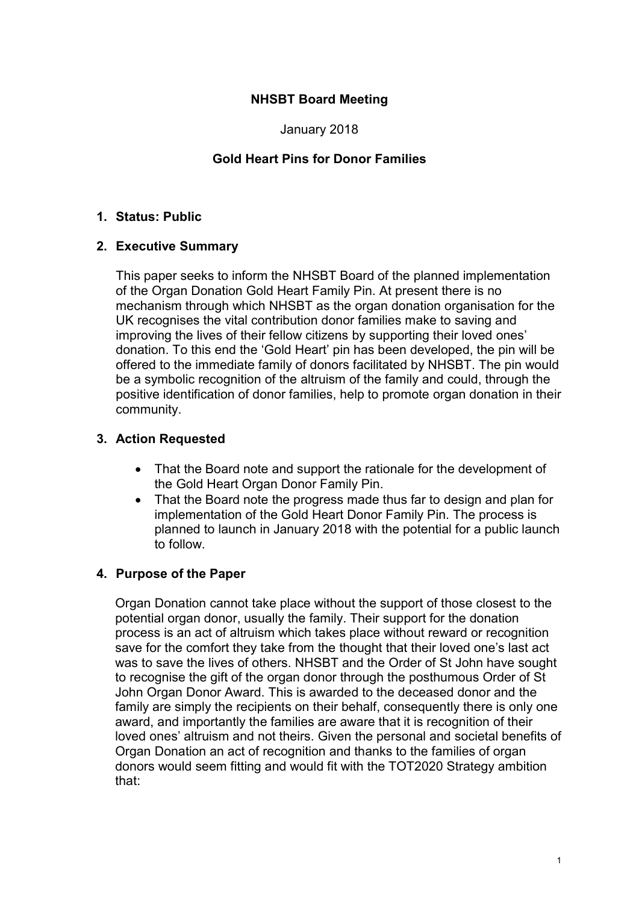**NHSBT Board Meeting**

January 2018

**Gold Heart Pins for Donor Families**

1. **Status: Public**

2. **Executive Summary**

   This paper seeks to inform the NHSBT Board of the planned implementation of the Organ Donation Gold Heart Family Pin. At present there is no mechanism through which NHSBT as the organ donation organisation for the UK recognises the vital contribution donor families make to saving and improving the lives of their fellow citizens by supporting their loved ones' donation. To this end the 'Gold Heart' pin has been developed, the pin will be offered to the immediate family of donors facilitated by NHSBT. The pin would be a symbolic recognition of the altruism of the family and could, through the positive identification of donor families, help to promote organ donation in their community.

3. **Action Requested**

   - That the Board note and support the rationale for the development of the Gold Heart Organ Donor Family Pin.
   - That the Board note the progress made thus far to design and plan for implementation of the Gold Heart Donor Family Pin. The process is planned to launch in January 2018 with the potential for a public launch to follow.

4. **Purpose of the Paper**

   Organ Donation cannot take place without the support of those closest to the potential organ donor, usually the family. Their support for the donation process is an act of altruism which takes place without reward or recognition save for the comfort they take from the thought that their loved one's last act was to save the lives of others. NHSBT and the Order of St John have sought to recognise the gift of the organ donor through the posthumous Order of St John Organ Donor Award. This is awarded to the deceased donor and the family are simply the recipients on their behalf, consequently there is only one award, and importantly the families are aware that it is recognition of their loved ones' altruism and not theirs. Given the personal and societal benefits of Organ Donation an act of recognition and thanks to the families of organ donors would seem fitting and would fit with the TOT2020 Strategy ambition that: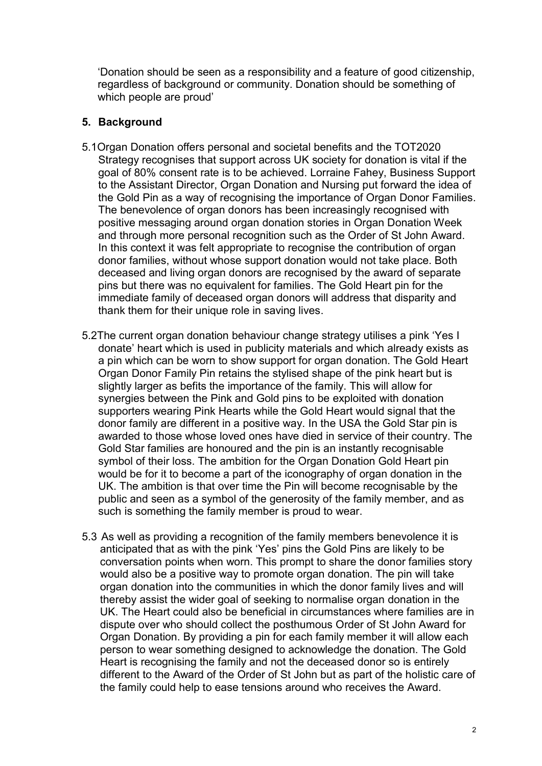'Donation should be seen as a responsibility and a feature of good citizenship, regardless of background or community. Donation should be something of which people are proud'

## 5. Background

5.1 Organ Donation offers personal and societal benefits and the TOT2020 Strategy recognises that support across UK society for donation is vital if the goal of 80% consent rate is to be achieved. Lorraine Fahey, Business Support to the Assistant Director, Organ Donation and Nursing put forward the idea of the Gold Pin as a way of recognising the importance of Organ Donor Families. The benevolence of organ donors has been increasingly recognised with positive messaging around organ donation stories in Organ Donation Week and through more personal recognition such as the Order of St John Award. In this context it was felt appropriate to recognise the contribution of organ donor families, without whose support donation would not take place. Both deceased and living organ donors are recognised by the award of separate pins but there was no equivalent for families. The Gold Heart pin for the immediate family of deceased organ donors will address that disparity and thank them for their unique role in saving lives.

5.2 The current organ donation behaviour change strategy utilises a pink 'Yes I donate' heart which is used in publicity materials and which already exists as a pin which can be worn to show support for organ donation. The Gold Heart Organ Donor Family Pin retains the stylised shape of the pink heart but is slightly larger as befits the importance of the family. This will allow for synergies between the Pink and Gold pins to be exploited with donation supporters wearing Pink Hearts while the Gold Heart would signal that the donor family are different in a positive way. In the USA the Gold Star pin is awarded to those whose loved ones have died in service of their country. The Gold Star families are honoured and the pin is an instantly recognisable symbol of their loss. The ambition for the Organ Donation Gold Heart pin would be for it to become a part of the iconography of organ donation in the UK. The ambition is that over time the Pin will become recognisable by the public and seen as a symbol of the generosity of the family member, and as such is something the family member is proud to wear.

5.3 As well as providing a recognition of the family members benevolence it is anticipated that as with the pink 'Yes' pins the Gold Pins are likely to be conversation points when worn. This prompt to share the donor families story would also be a positive way to promote organ donation. The pin will take organ donation into the communities in which the donor family lives and will thereby assist the wider goal of seeking to normalise organ donation in the UK. The Heart could also be beneficial in circumstances where families are in dispute over who should collect the posthumous Order of St John Award for Organ Donation. By providing a pin for each family member it will allow each person to wear something designed to acknowledge the donation. The Gold Heart is recognising the family and not the deceased donor so is entirely different to the Award of the Order of St John but as part of the holistic care of the family could help to ease tensions around who receives the Award.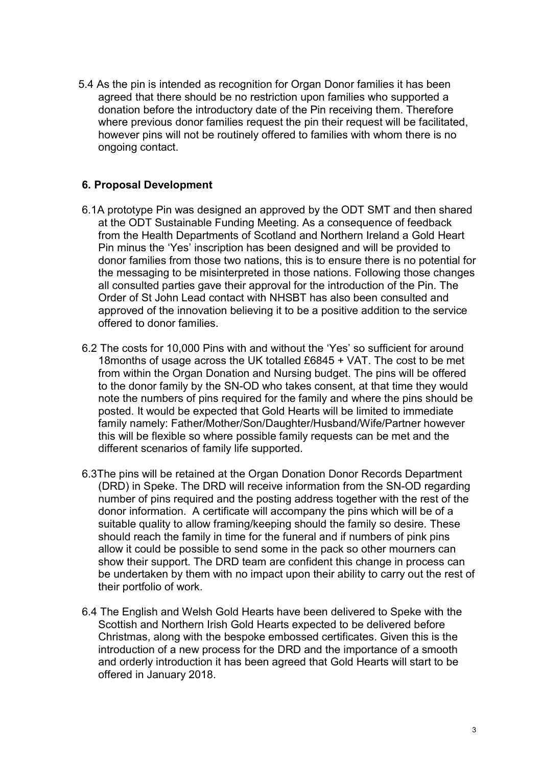5.4 As the pin is intended as recognition for Organ Donor families it has been agreed that there should be no restriction upon families who supported a donation before the introductory date of the Pin receiving them. Therefore where previous donor families request the pin their request will be facilitated, however pins will not be routinely offered to families with whom there is no ongoing contact.

## 6. Proposal Development

6.1A prototype Pin was designed an approved by the ODT SMT and then shared at the ODT Sustainable Funding Meeting. As a consequence of feedback from the Health Departments of Scotland and Northern Ireland a Gold Heart Pin minus the 'Yes' inscription has been designed and will be provided to donor families from those two nations, this is to ensure there is no potential for the messaging to be misinterpreted in those nations. Following those changes all consulted parties gave their approval for the introduction of the Pin. The Order of St John Lead contact with NHSBT has also been consulted and approved of the innovation believing it to be a positive addition to the service offered to donor families.

6.2 The costs for 10,000 Pins with and without the 'Yes' so sufficient for around 18months of usage across the UK totalled £6845 + VAT. The cost to be met from within the Organ Donation and Nursing budget. The pins will be offered to the donor family by the SN-OD who takes consent, at that time they would note the numbers of pins required for the family and where the pins should be posted. It would be expected that Gold Hearts will be limited to immediate family namely: Father/Mother/Son/Daughter/Husband/Wife/Partner however this will be flexible so where possible family requests can be met and the different scenarios of family life supported.

6.3The pins will be retained at the Organ Donation Donor Records Department (DRD) in Speke. The DRD will receive information from the SN-OD regarding number of pins required and the posting address together with the rest of the donor information. A certificate will accompany the pins which will be of a suitable quality to allow framing/keeping should the family so desire. These should reach the family in time for the funeral and if numbers of pink pins allow it could be possible to send some in the pack so other mourners can show their support. The DRD team are confident this change in process can be undertaken by them with no impact upon their ability to carry out the rest of their portfolio of work.

6.4 The English and Welsh Gold Hearts have been delivered to Speke with the Scottish and Northern Irish Gold Hearts expected to be delivered before Christmas, along with the bespoke embossed certificates. Given this is the introduction of a new process for the DRD and the importance of a smooth and orderly introduction it has been agreed that Gold Hearts will start to be offered in January 2018.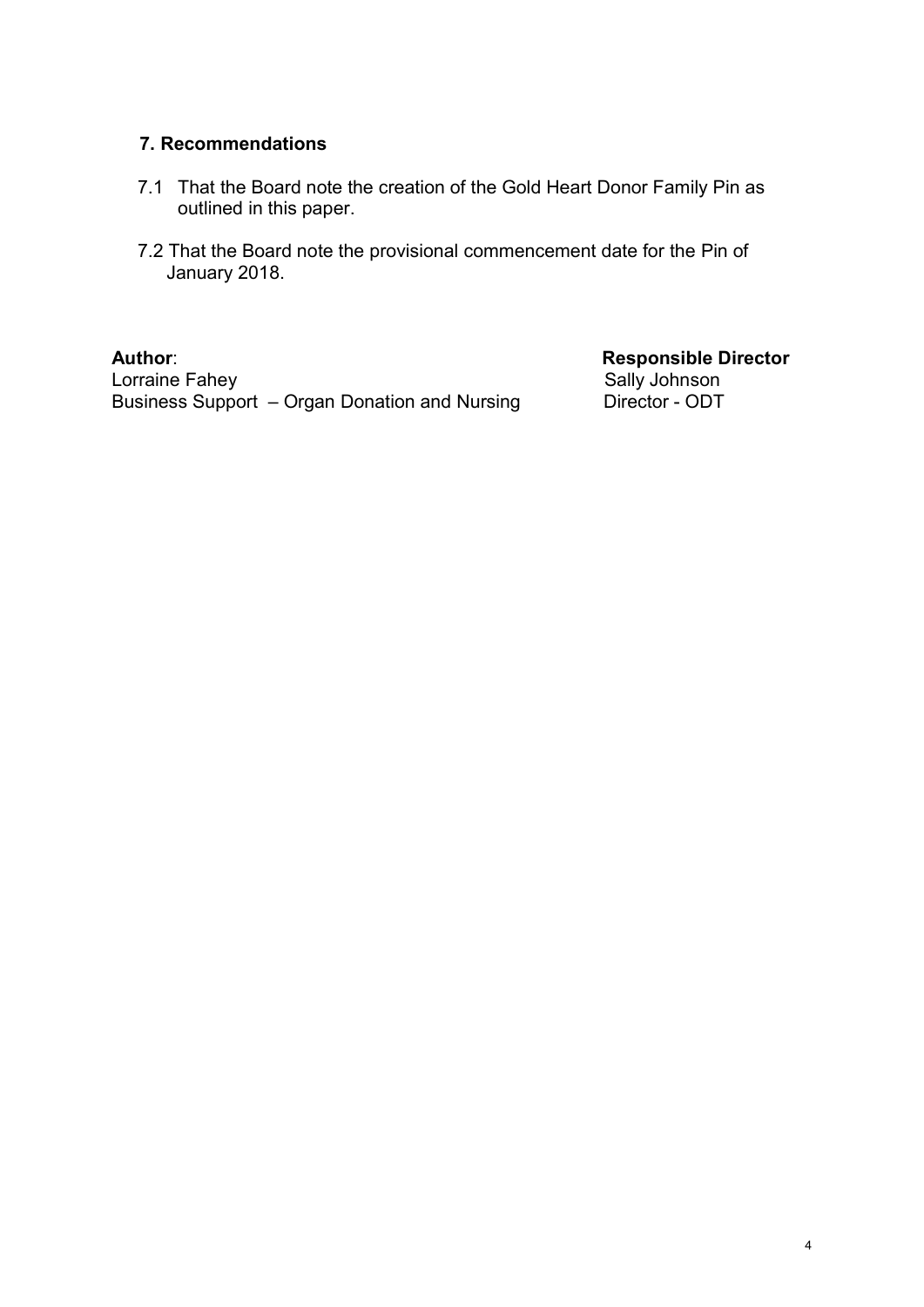## 7. Recommendations

7.1 That the Board note the creation of the Gold Heart Donor Family Pin as outlined in this paper.

7.2 That the Board note the provisional commencement date for the Pin of January 2018.

**Author**:
Lorraine Fahey
Business Support – Organ Donation and Nursing

**Responsible Director**
Sally Johnson
Director - ODT